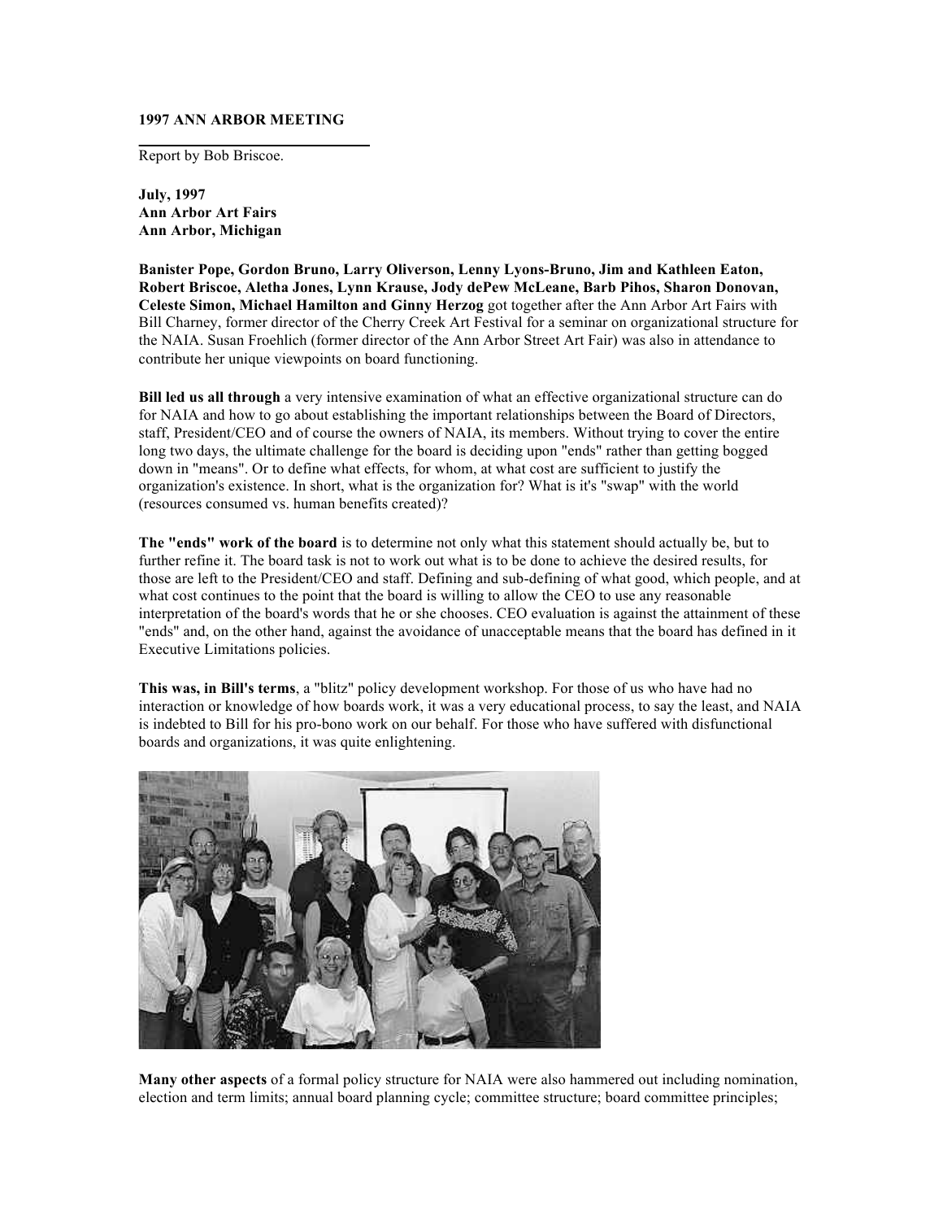**1997 ANN ARBOR MEETING**

Report by Bob Briscoe.

**July, 1997**
**Ann Arbor Art Fairs**
**Ann Arbor, Michigan**

**Banister Pope, Gordon Bruno, Larry Oliverson, Lenny Lyons-Bruno, Jim and Kathleen Eaton, Robert Briscoe, Aletha Jones, Lynn Krause, Jody dePew McLeane, Barb Pihos, Sharon Donovan, Celeste Simon, Michael Hamilton and Ginny Herzog** got together after the Ann Arbor Art Fairs with Bill Charney, former director of the Cherry Creek Art Festival for a seminar on organizational structure for the NAIA. Susan Froehlich (former director of the Ann Arbor Street Art Fair) was also in attendance to contribute her unique viewpoints on board functioning.

**Bill led us all through** a very intensive examination of what an effective organizational structure can do for NAIA and how to go about establishing the important relationships between the Board of Directors, staff, President/CEO and of course the owners of NAIA, its members. Without trying to cover the entire long two days, the ultimate challenge for the board is deciding upon "ends" rather than getting bogged down in "means". Or to define what effects, for whom, at what cost are sufficient to justify the organization's existence. In short, what is the organization for? What is it's "swap" with the world (resources consumed vs. human benefits created)?

**The "ends" work of the board** is to determine not only what this statement should actually be, but to further refine it. The board task is not to work out what is to be done to achieve the desired results, for those are left to the President/CEO and staff. Defining and sub-defining of what good, which people, and at what cost continues to the point that the board is willing to allow the CEO to use any reasonable interpretation of the board's words that he or she chooses. CEO evaluation is against the attainment of these "ends" and, on the other hand, against the avoidance of unacceptable means that the board has defined in it Executive Limitations policies.

**This was, in Bill's terms**, a "blitz" policy development workshop. For those of us who have had no interaction or knowledge of how boards work, it was a very educational process, to say the least, and NAIA is indebted to Bill for his pro-bono work on our behalf. For those who have suffered with disfunctional boards and organizations, it was quite enlightening.

**Many other aspects** of a formal policy structure for NAIA were also hammered out including nomination, election and term limits; annual board planning cycle; committee structure; board committee principles;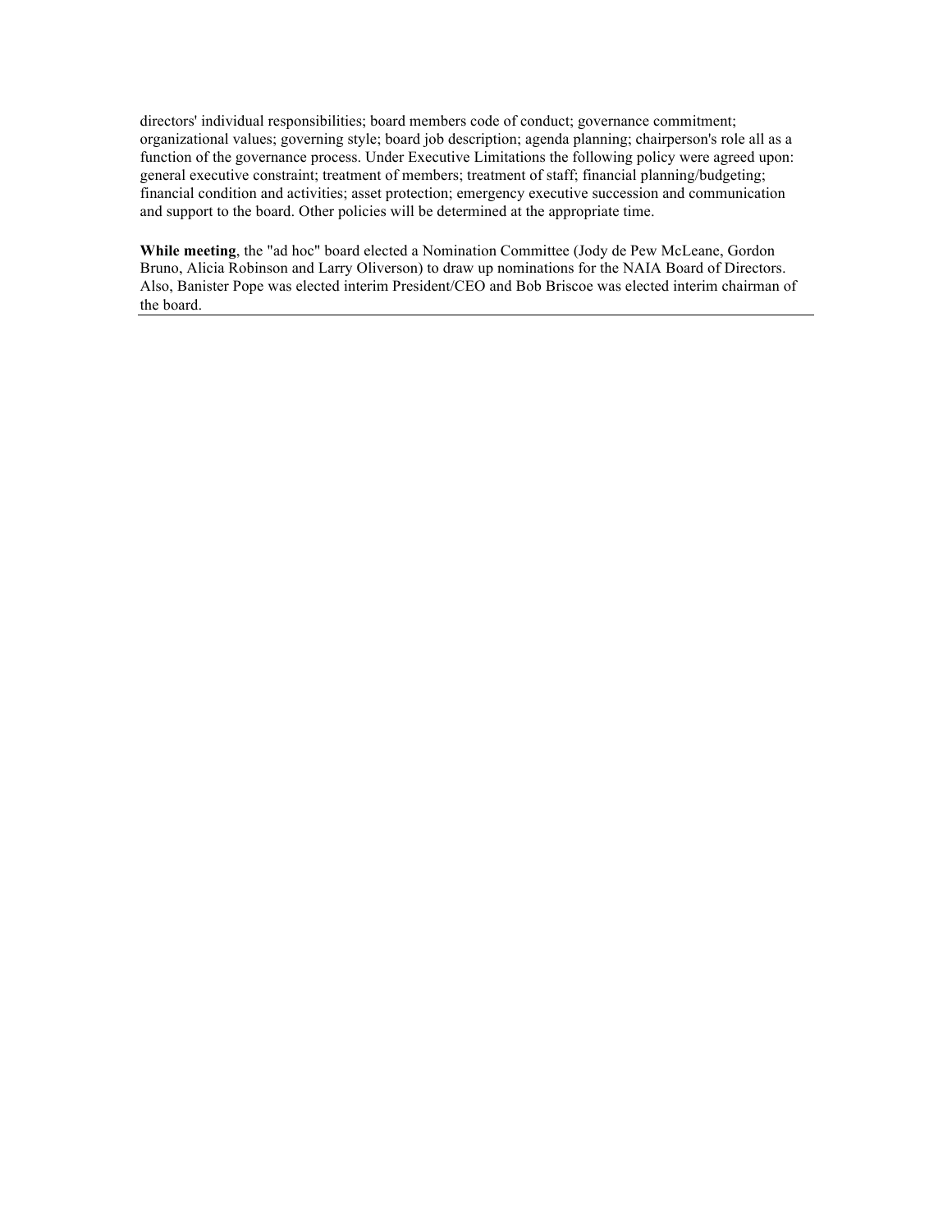directors' individual responsibilities; board members code of conduct; governance commitment; organizational values; governing style; board job description; agenda planning; chairperson's role all as a function of the governance process. Under Executive Limitations the following policy were agreed upon: general executive constraint; treatment of members; treatment of staff; financial planning/budgeting; financial condition and activities; asset protection; emergency executive succession and communication and support to the board. Other policies will be determined at the appropriate time.

**While meeting**, the "ad hoc" board elected a Nomination Committee (Jody de Pew McLeane, Gordon Bruno, Alicia Robinson and Larry Oliverson) to draw up nominations for the NAIA Board of Directors. Also, Banister Pope was elected interim President/CEO and Bob Briscoe was elected interim chairman of the board.